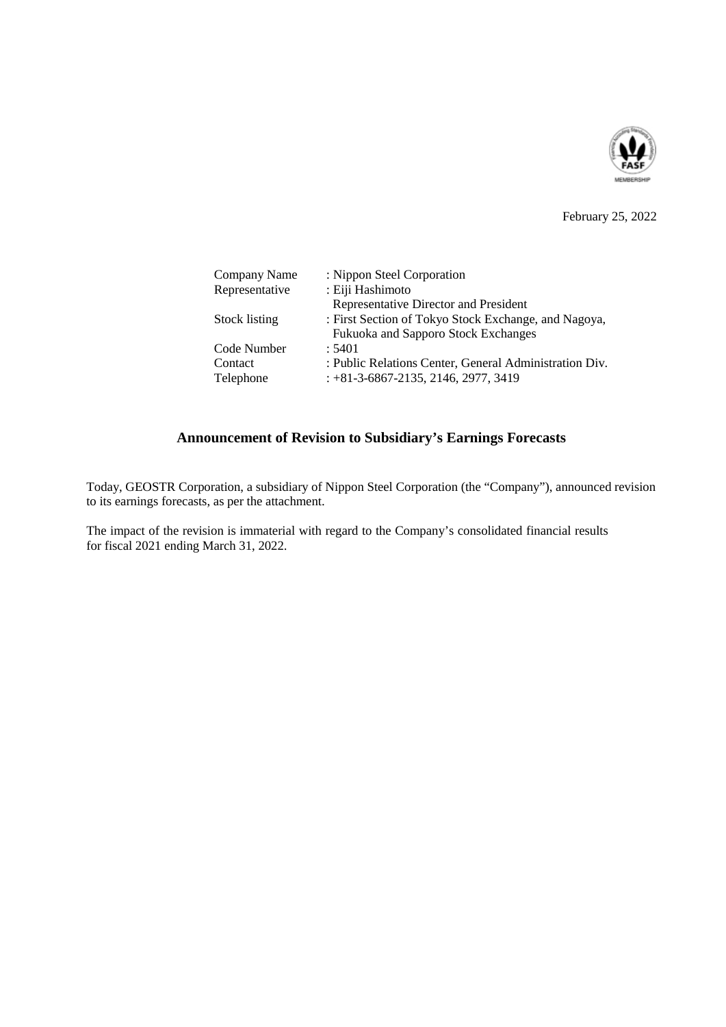February 25, 2022

| | |
|---|---|
| Company Name | : Nippon Steel Corporation |
| Representative | : Eiji Hashimoto<br>Representative Director and President |
| Stock listing | : First Section of Tokyo Stock Exchange, and Nagoya,<br>Fukuoka and Sapporo Stock Exchanges |
| Code Number | : 5401 |
| Contact | : Public Relations Center, General Administration Div. |
| Telephone | : +81-3-6867-2135, 2146, 2977, 3419 |

## Announcement of Revision to Subsidiary's Earnings Forecasts

Today, GEOSTR Corporation, a subsidiary of Nippon Steel Corporation (the "Company"), announced revision to its earnings forecasts, as per the attachment.

The impact of the revision is immaterial with regard to the Company's consolidated financial results for fiscal 2021 ending March 31, 2022.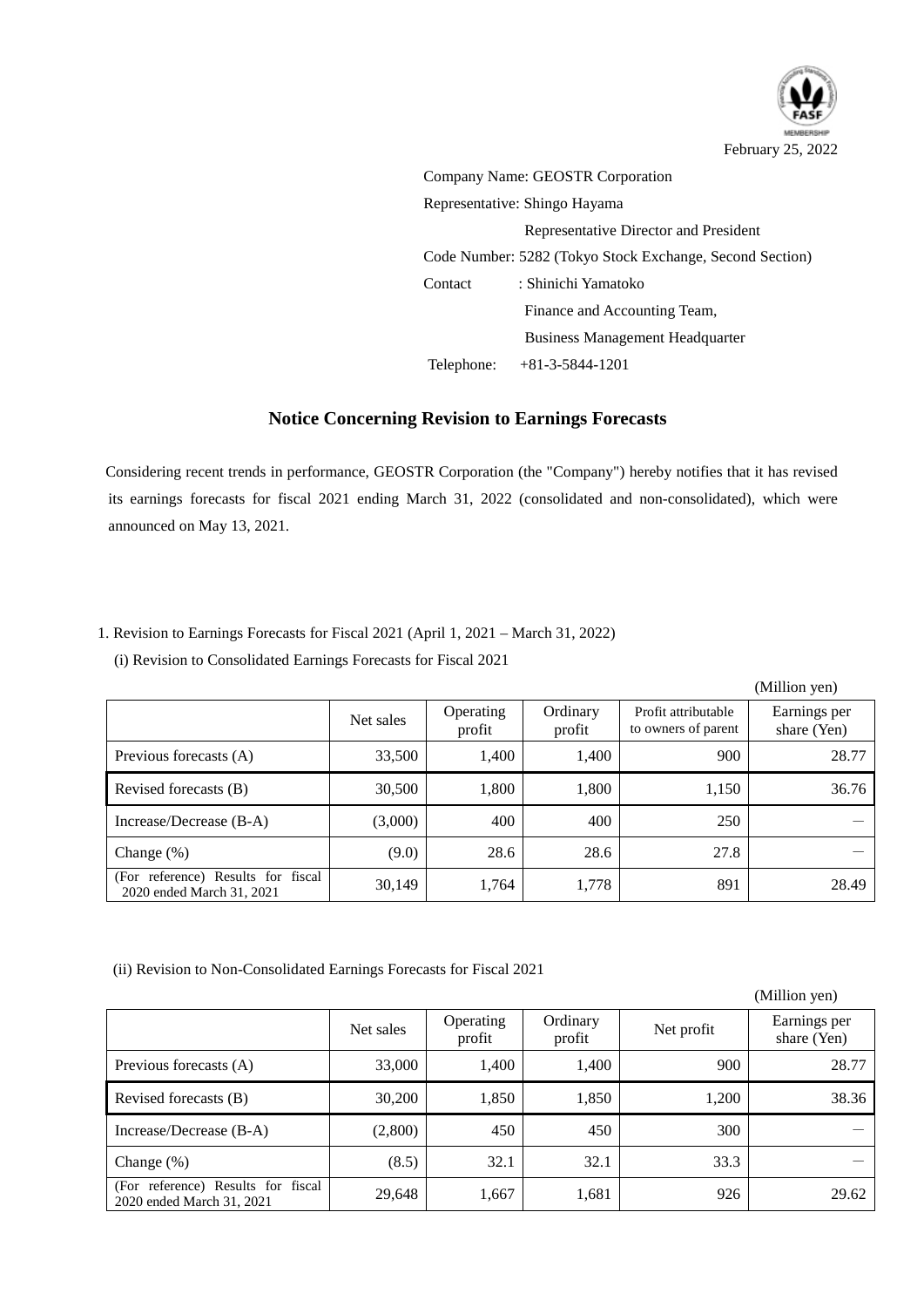February 25, 2022

Company Name: GEOSTR Corporation

Representative: Shingo Hayama

Representative Director and President

Code Number: 5282 (Tokyo Stock Exchange, Second Section)

Contact : Shinichi Yamatoko

Finance and Accounting Team,

Business Management Headquarter

Telephone: +81-3-5844-1201

## Notice Concerning Revision to Earnings Forecasts

Considering recent trends in performance, GEOSTR Corporation (the "Company") hereby notifies that it has revised its earnings forecasts for fiscal 2021 ending March 31, 2022 (consolidated and non-consolidated), which were announced on May 13, 2021.

1. Revision to Earnings Forecasts for Fiscal 2021 (April 1, 2021 – March 31, 2022)

(i) Revision to Consolidated Earnings Forecasts for Fiscal 2021

(Million yen)

| | Net sales | Operating profit | Ordinary profit | Profit attributable to owners of parent | Earnings per share (Yen) |
|---|---|---|---|---|---|
| Previous forecasts (A) | 33,500 | 1,400 | 1,400 | 900 | 28.77 |
| Revised forecasts (B) | 30,500 | 1,800 | 1,800 | 1,150 | 36.76 |
| Increase/Decrease (B-A) | (3,000) | 400 | 400 | 250 | — |
| Change (%) | (9.0) | 28.6 | 28.6 | 27.8 | — |
| (For reference) Results for fiscal 2020 ended March 31, 2021 | 30,149 | 1,764 | 1,778 | 891 | 28.49 |

(ii) Revision to Non-Consolidated Earnings Forecasts for Fiscal 2021

(Million yen)

| | Net sales | Operating profit | Ordinary profit | Net profit | Earnings per share (Yen) |
|---|---|---|---|---|---|
| Previous forecasts (A) | 33,000 | 1,400 | 1,400 | 900 | 28.77 |
| Revised forecasts (B) | 30,200 | 1,850 | 1,850 | 1,200 | 38.36 |
| Increase/Decrease (B-A) | (2,800) | 450 | 450 | 300 | — |
| Change (%) | (8.5) | 32.1 | 32.1 | 33.3 | — |
| (For reference) Results for fiscal 2020 ended March 31, 2021 | 29,648 | 1,667 | 1,681 | 926 | 29.62 |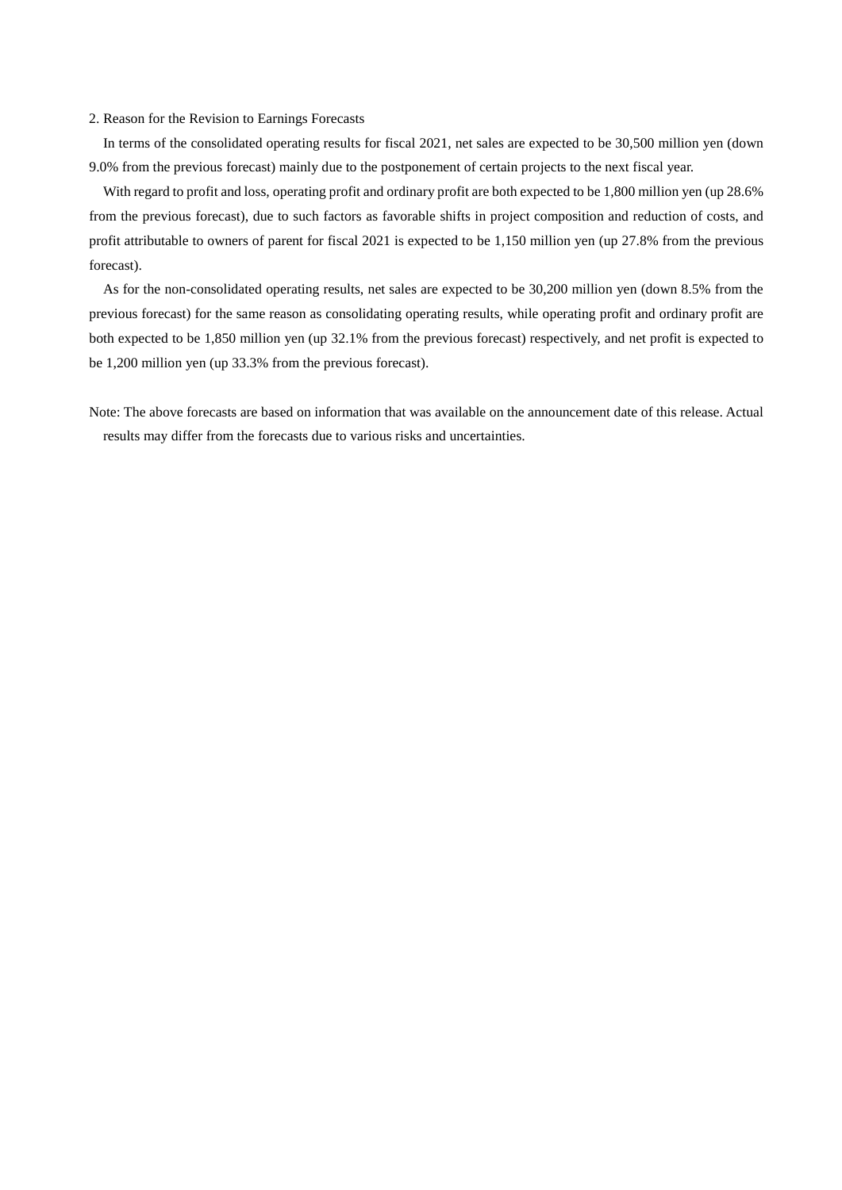2. Reason for the Revision to Earnings Forecasts

In terms of the consolidated operating results for fiscal 2021, net sales are expected to be 30,500 million yen (down 9.0% from the previous forecast) mainly due to the postponement of certain projects to the next fiscal year.

With regard to profit and loss, operating profit and ordinary profit are both expected to be 1,800 million yen (up 28.6% from the previous forecast), due to such factors as favorable shifts in project composition and reduction of costs, and profit attributable to owners of parent for fiscal 2021 is expected to be 1,150 million yen (up 27.8% from the previous forecast).

As for the non-consolidated operating results, net sales are expected to be 30,200 million yen (down 8.5% from the previous forecast) for the same reason as consolidating operating results, while operating profit and ordinary profit are both expected to be 1,850 million yen (up 32.1% from the previous forecast) respectively, and net profit is expected to be 1,200 million yen (up 33.3% from the previous forecast).

Note: The above forecasts are based on information that was available on the announcement date of this release. Actual results may differ from the forecasts due to various risks and uncertainties.